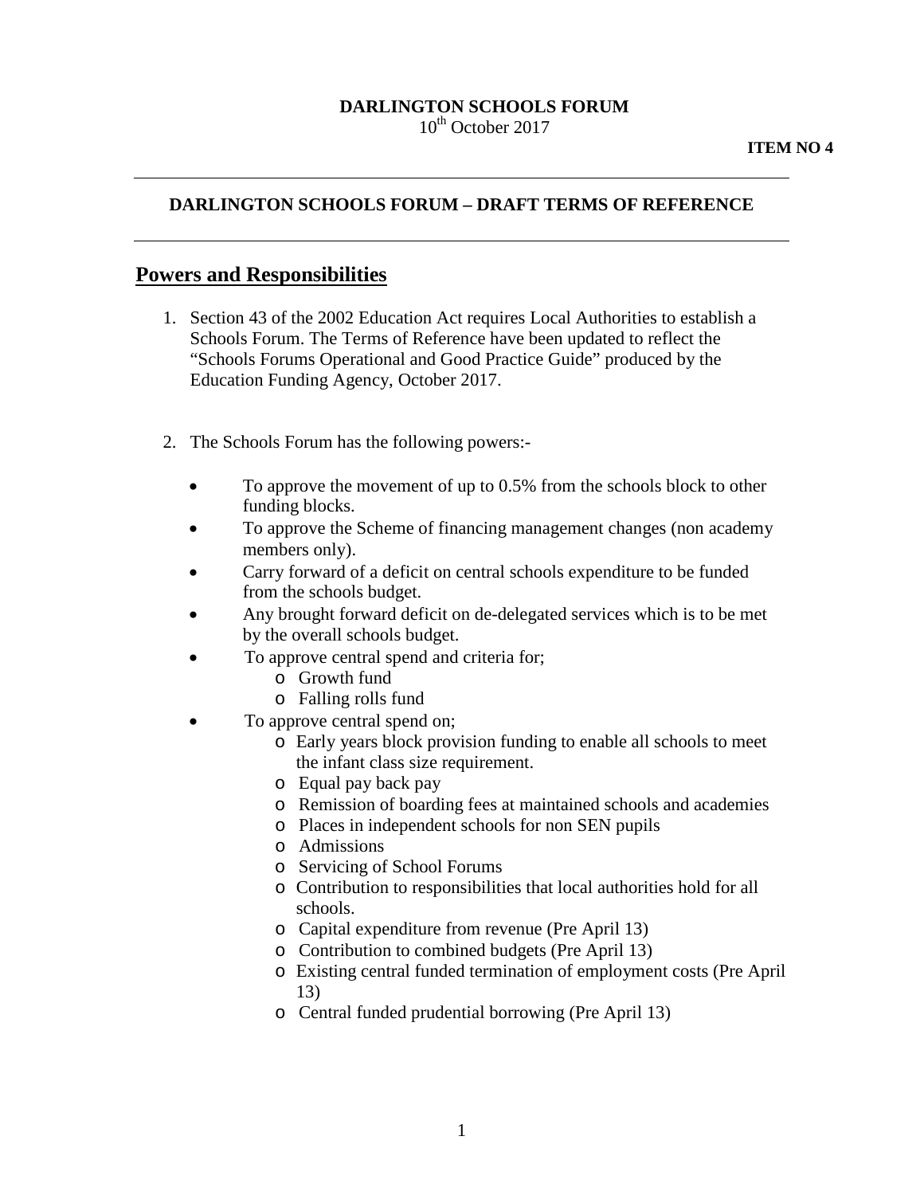**DARLINGTON SCHOOLS FORUM**
10th October 2017

**ITEM NO 4**

---

**DARLINGTON SCHOOLS FORUM – DRAFT TERMS OF REFERENCE**

---

## Powers and Responsibilities

1. Section 43 of the 2002 Education Act requires Local Authorities to establish a Schools Forum. The Terms of Reference have been updated to reflect the "Schools Forums Operational and Good Practice Guide" produced by the Education Funding Agency, October 2017.

2. The Schools Forum has the following powers:-

   - To approve the movement of up to 0.5% from the schools block to other funding blocks.
   - To approve the Scheme of financing management changes (non academy members only).
   - Carry forward of a deficit on central schools expenditure to be funded from the schools budget.
   - Any brought forward deficit on de-delegated services which is to be met by the overall schools budget.
   - To approve central spend and criteria for;
     - Growth fund
     - Falling rolls fund
   - To approve central spend on;
     - Early years block provision funding to enable all schools to meet the infant class size requirement.
     - Equal pay back pay
     - Remission of boarding fees at maintained schools and academies
     - Places in independent schools for non SEN pupils
     - Admissions
     - Servicing of School Forums
     - Contribution to responsibilities that local authorities hold for all schools.
     - Capital expenditure from revenue (Pre April 13)
     - Contribution to combined budgets (Pre April 13)
     - Existing central funded termination of employment costs (Pre April 13)
     - Central funded prudential borrowing (Pre April 13)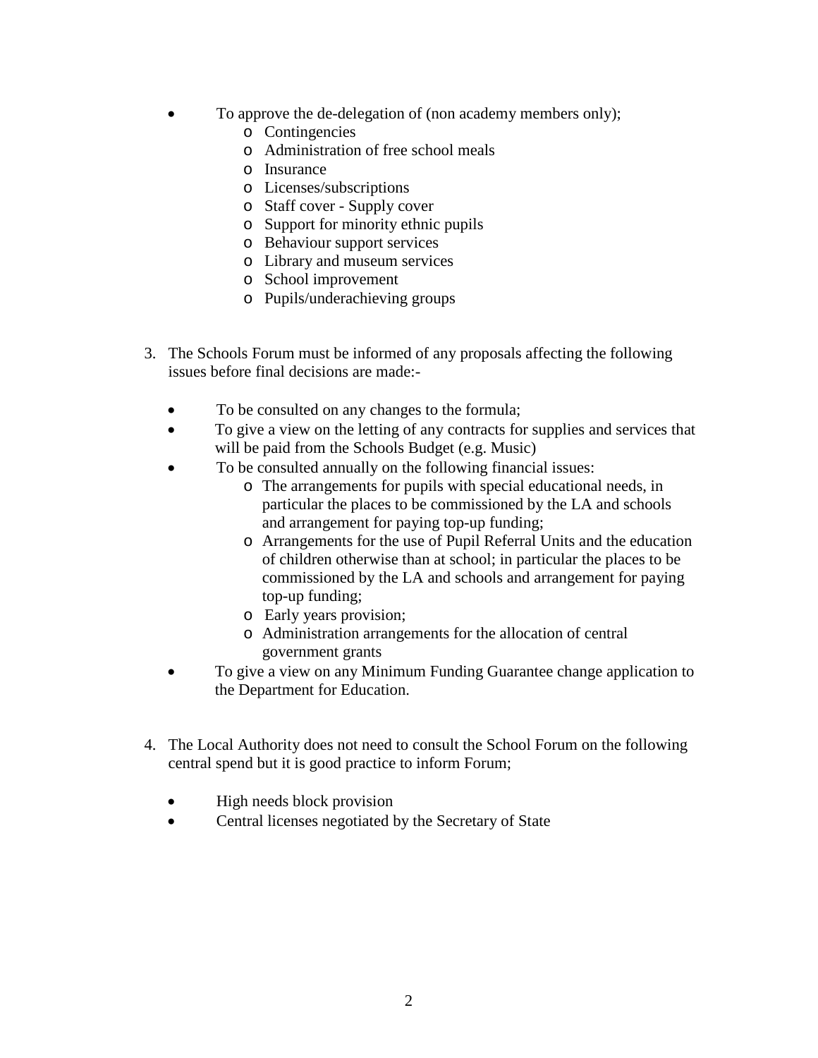- To approve the de-delegation of (non academy members only);
    - Contingencies
    - Administration of free school meals
    - Insurance
    - Licenses/subscriptions
    - Staff cover - Supply cover
    - Support for minority ethnic pupils
    - Behaviour support services
    - Library and museum services
    - School improvement
    - Pupils/underachieving groups

3. The Schools Forum must be informed of any proposals affecting the following issues before final decisions are made:-

    - To be consulted on any changes to the formula;
    - To give a view on the letting of any contracts for supplies and services that will be paid from the Schools Budget (e.g. Music)
    - To be consulted annually on the following financial issues:
        - The arrangements for pupils with special educational needs, in particular the places to be commissioned by the LA and schools and arrangement for paying top-up funding;
        - Arrangements for the use of Pupil Referral Units and the education of children otherwise than at school; in particular the places to be commissioned by the LA and schools and arrangement for paying top-up funding;
        - Early years provision;
        - Administration arrangements for the allocation of central government grants
    - To give a view on any Minimum Funding Guarantee change application to the Department for Education.

4. The Local Authority does not need to consult the School Forum on the following central spend but it is good practice to inform Forum;

    - High needs block provision
    - Central licenses negotiated by the Secretary of State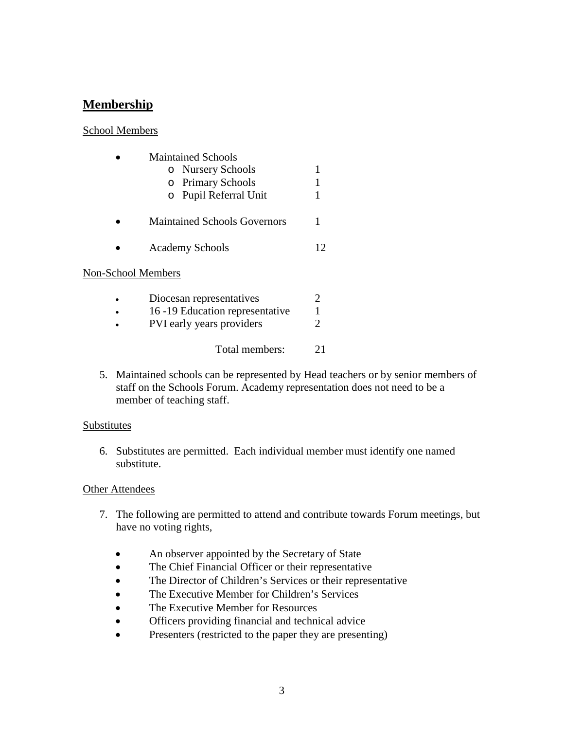## Membership

School Members

- Maintained Schools
  - Nursery Schools 1
  - Primary Schools 1
  - Pupil Referral Unit 1
- Maintained Schools Governors 1
- Academy Schools 12

Non-School Members

- Diocesan representatives 2
- 16 -19 Education representative 1
- PVI early years providers 2

Total members: 21

5. Maintained schools can be represented by Head teachers or by senior members of staff on the Schools Forum. Academy representation does not need to be a member of teaching staff.

Substitutes

6. Substitutes are permitted. Each individual member must identify one named substitute.

Other Attendees

7. The following are permitted to attend and contribute towards Forum meetings, but have no voting rights,

   - An observer appointed by the Secretary of State
   - The Chief Financial Officer or their representative
   - The Director of Children's Services or their representative
   - The Executive Member for Children's Services
   - The Executive Member for Resources
   - Officers providing financial and technical advice
   - Presenters (restricted to the paper they are presenting)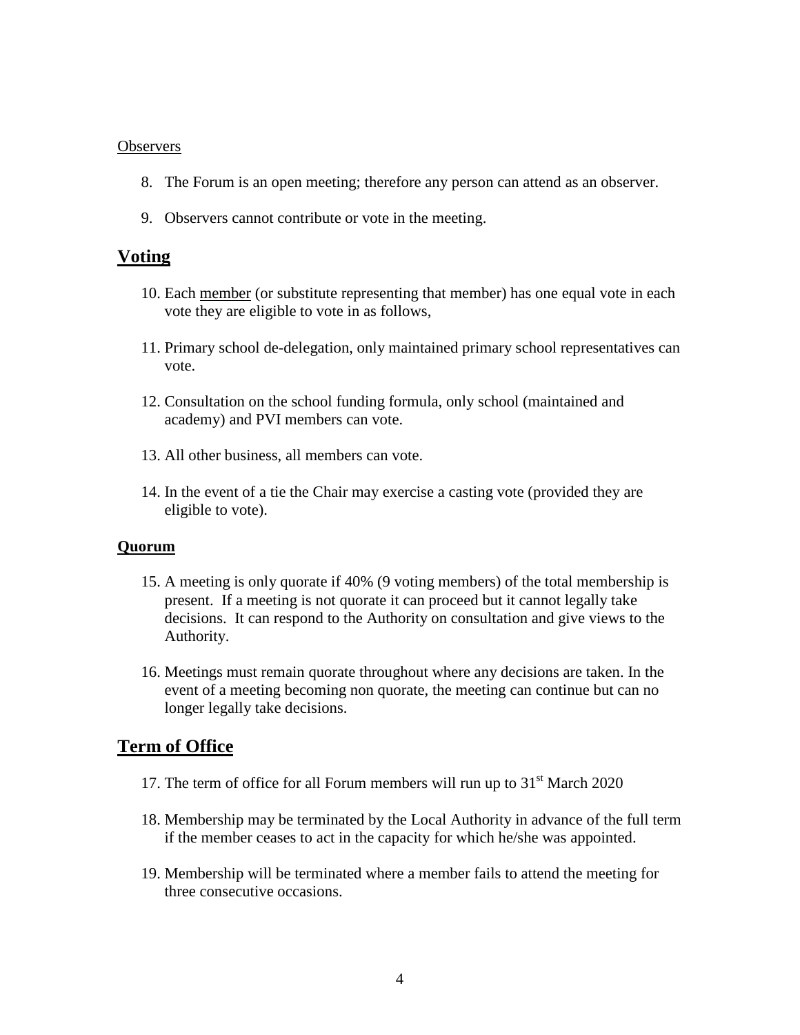Observers

8. The Forum is an open meeting; therefore any person can attend as an observer.

9. Observers cannot contribute or vote in the meeting.

## Voting

10. Each member (or substitute representing that member) has one equal vote in each vote they are eligible to vote in as follows,

11. Primary school de-delegation, only maintained primary school representatives can vote.

12. Consultation on the school funding formula, only school (maintained and academy) and PVI members can vote.

13. All other business, all members can vote.

14. In the event of a tie the Chair may exercise a casting vote (provided they are eligible to vote).

### Quorum

15. A meeting is only quorate if 40% (9 voting members) of the total membership is present. If a meeting is not quorate it can proceed but it cannot legally take decisions. It can respond to the Authority on consultation and give views to the Authority.

16. Meetings must remain quorate throughout where any decisions are taken. In the event of a meeting becoming non quorate, the meeting can continue but can no longer legally take decisions.

## Term of Office

17. The term of office for all Forum members will run up to 31st March 2020

18. Membership may be terminated by the Local Authority in advance of the full term if the member ceases to act in the capacity for which he/she was appointed.

19. Membership will be terminated where a member fails to attend the meeting for three consecutive occasions.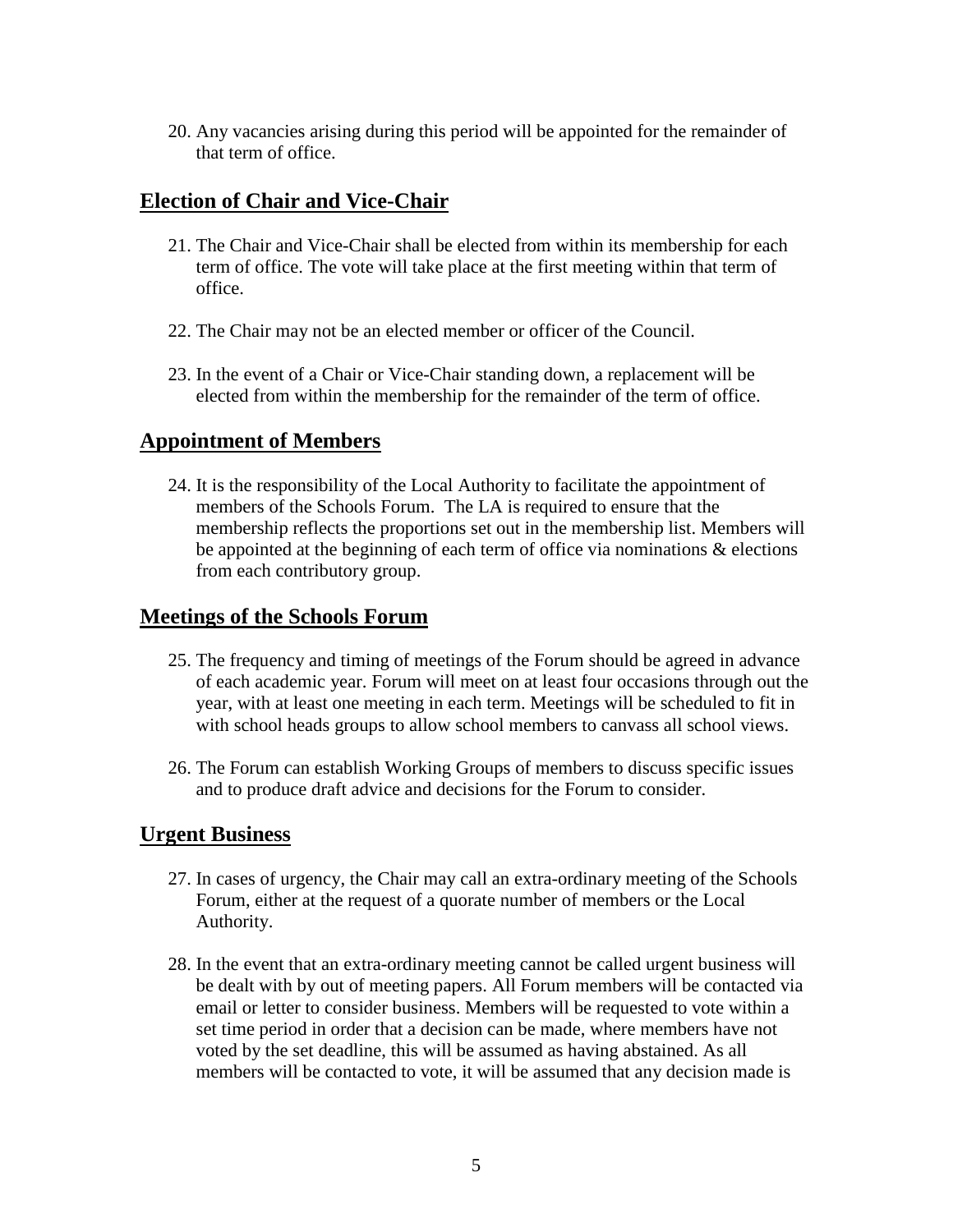20. Any vacancies arising during this period will be appointed for the remainder of that term of office.

## Election of Chair and Vice-Chair

21. The Chair and Vice-Chair shall be elected from within its membership for each term of office. The vote will take place at the first meeting within that term of office.

22. The Chair may not be an elected member or officer of the Council.

23. In the event of a Chair or Vice-Chair standing down, a replacement will be elected from within the membership for the remainder of the term of office.

## Appointment of Members

24. It is the responsibility of the Local Authority to facilitate the appointment of members of the Schools Forum. The LA is required to ensure that the membership reflects the proportions set out in the membership list. Members will be appointed at the beginning of each term of office via nominations & elections from each contributory group.

## Meetings of the Schools Forum

25. The frequency and timing of meetings of the Forum should be agreed in advance of each academic year. Forum will meet on at least four occasions through out the year, with at least one meeting in each term. Meetings will be scheduled to fit in with school heads groups to allow school members to canvass all school views.

26. The Forum can establish Working Groups of members to discuss specific issues and to produce draft advice and decisions for the Forum to consider.

## Urgent Business

27. In cases of urgency, the Chair may call an extra-ordinary meeting of the Schools Forum, either at the request of a quorate number of members or the Local Authority.

28. In the event that an extra-ordinary meeting cannot be called urgent business will be dealt with by out of meeting papers. All Forum members will be contacted via email or letter to consider business. Members will be requested to vote within a set time period in order that a decision can be made, where members have not voted by the set deadline, this will be assumed as having abstained. As all members will be contacted to vote, it will be assumed that any decision made is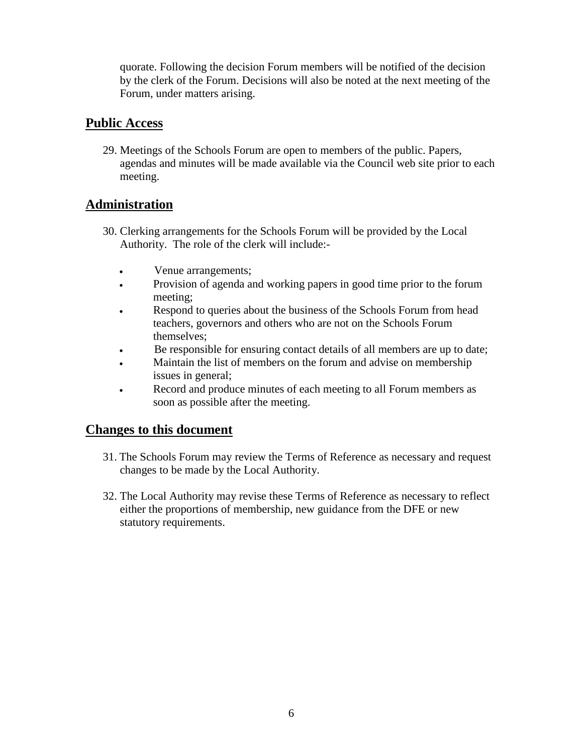quorate. Following the decision Forum members will be notified of the decision by the clerk of the Forum. Decisions will also be noted at the next meeting of the Forum, under matters arising.

## Public Access

29. Meetings of the Schools Forum are open to members of the public. Papers, agendas and minutes will be made available via the Council web site prior to each meeting.

## Administration

30. Clerking arrangements for the Schools Forum will be provided by the Local Authority. The role of the clerk will include:-

    - Venue arrangements;
    - Provision of agenda and working papers in good time prior to the forum meeting;
    - Respond to queries about the business of the Schools Forum from head teachers, governors and others who are not on the Schools Forum themselves;
    - Be responsible for ensuring contact details of all members are up to date;
    - Maintain the list of members on the forum and advise on membership issues in general;
    - Record and produce minutes of each meeting to all Forum members as soon as possible after the meeting.

## Changes to this document

31. The Schools Forum may review the Terms of Reference as necessary and request changes to be made by the Local Authority.

32. The Local Authority may revise these Terms of Reference as necessary to reflect either the proportions of membership, new guidance from the DFE or new statutory requirements.